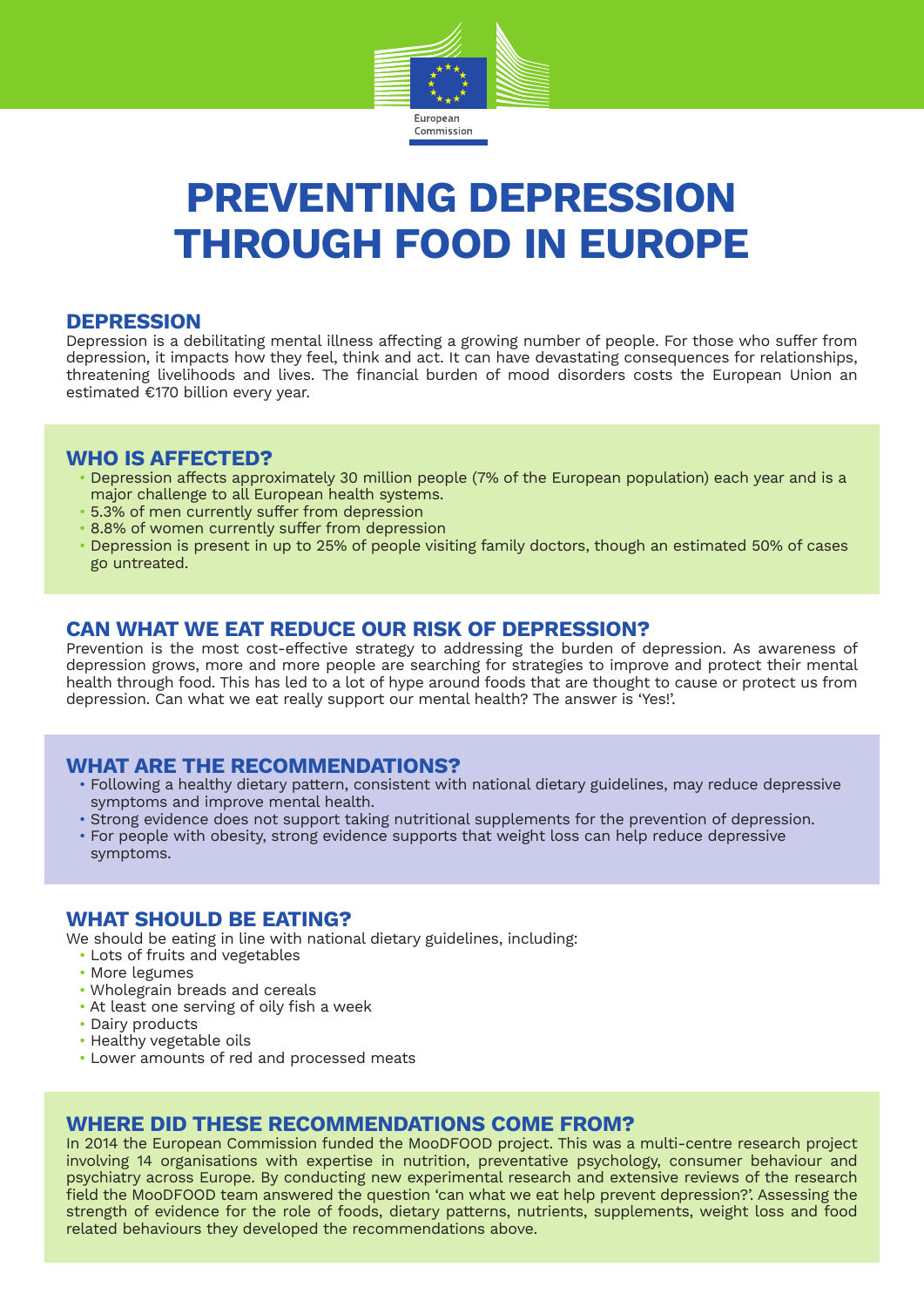European Commission

# PREVENTING DEPRESSION THROUGH FOOD IN EUROPE

## DEPRESSION

Depression is a debilitating mental illness affecting a growing number of people. For those who suffer from depression, it impacts how they feel, think and act. It can have devastating consequences for relationships, threatening livelihoods and lives. The financial burden of mood disorders costs the European Union an estimated €170 billion every year.

## WHO IS AFFECTED?

- Depression affects approximately 30 million people (7% of the European population) each year and is a major challenge to all European health systems.
- 5.3% of men currently suffer from depression
- 8.8% of women currently suffer from depression
- Depression is present in up to 25% of people visiting family doctors, though an estimated 50% of cases go untreated.

## CAN WHAT WE EAT REDUCE OUR RISK OF DEPRESSION?

Prevention is the most cost-effective strategy to addressing the burden of depression. As awareness of depression grows, more and more people are searching for strategies to improve and protect their mental health through food. This has led to a lot of hype around foods that are thought to cause or protect us from depression. Can what we eat really support our mental health? The answer is 'Yes!'.

## WHAT ARE THE RECOMMENDATIONS?

- Following a healthy dietary pattern, consistent with national dietary guidelines, may reduce depressive symptoms and improve mental health.
- Strong evidence does not support taking nutritional supplements for the prevention of depression.
- For people with obesity, strong evidence supports that weight loss can help reduce depressive symptoms.

## WHAT SHOULD BE EATING?

We should be eating in line with national dietary guidelines, including:

- Lots of fruits and vegetables
- More legumes
- Wholegrain breads and cereals
- At least one serving of oily fish a week
- Dairy products
- Healthy vegetable oils
- Lower amounts of red and processed meats

## WHERE DID THESE RECOMMENDATIONS COME FROM?

In 2014 the European Commission funded the MooDFOOD project. This was a multi-centre research project involving 14 organisations with expertise in nutrition, preventative psychology, consumer behaviour and psychiatry across Europe. By conducting new experimental research and extensive reviews of the research field the MooDFOOD team answered the question 'can what we eat help prevent depression?'. Assessing the strength of evidence for the role of foods, dietary patterns, nutrients, supplements, weight loss and food related behaviours they developed the recommendations above.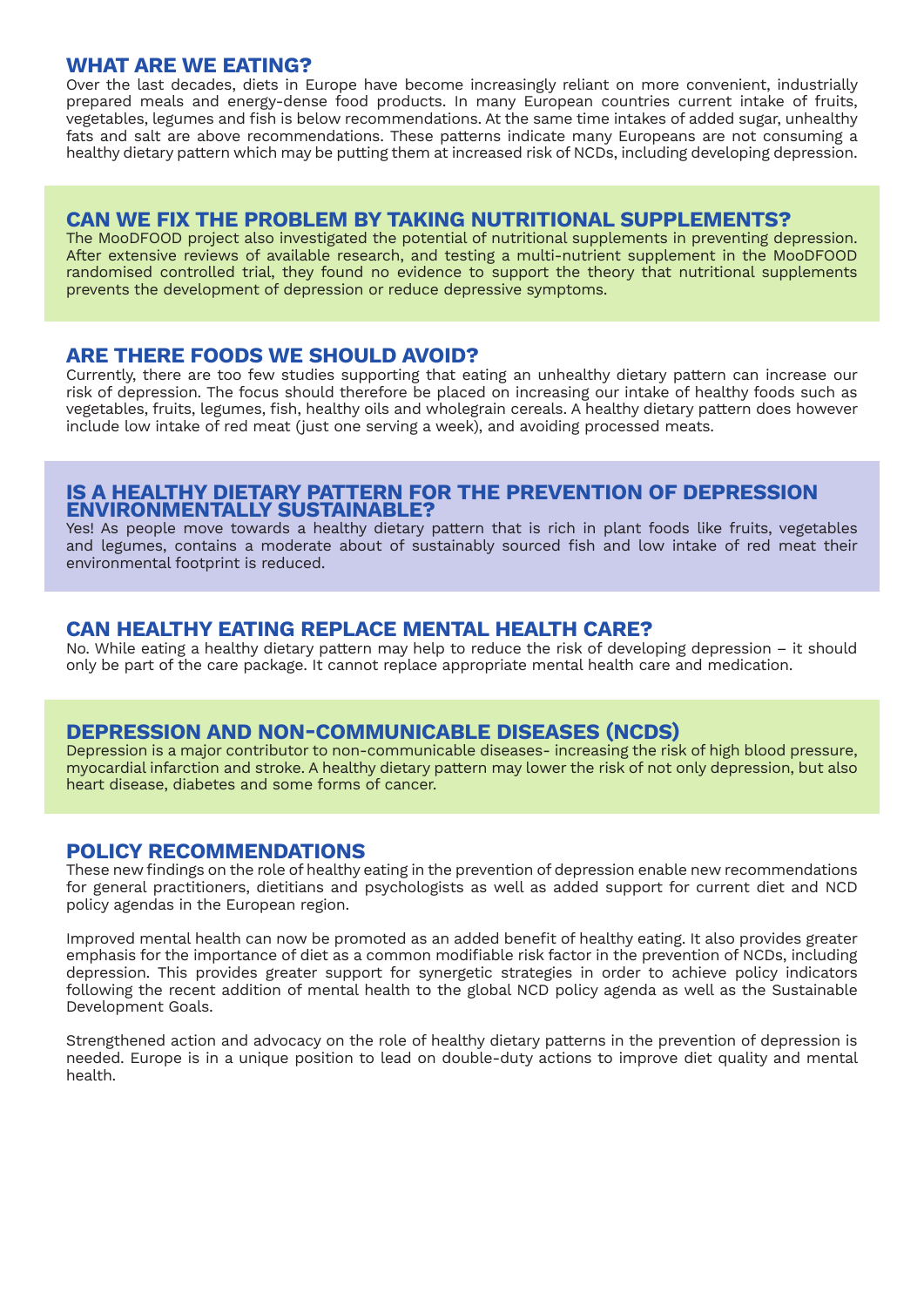## WHAT ARE WE EATING?

Over the last decades, diets in Europe have become increasingly reliant on more convenient, industrially prepared meals and energy-dense food products. In many European countries current intake of fruits, vegetables, legumes and fish is below recommendations. At the same time intakes of added sugar, unhealthy fats and salt are above recommendations. These patterns indicate many Europeans are not consuming a healthy dietary pattern which may be putting them at increased risk of NCDs, including developing depression.

## CAN WE FIX THE PROBLEM BY TAKING NUTRITIONAL SUPPLEMENTS?

The MooDFOOD project also investigated the potential of nutritional supplements in preventing depression. After extensive reviews of available research, and testing a multi-nutrient supplement in the MooDFOOD randomised controlled trial, they found no evidence to support the theory that nutritional supplements prevents the development of depression or reduce depressive symptoms.

## ARE THERE FOODS WE SHOULD AVOID?

Currently, there are too few studies supporting that eating an unhealthy dietary pattern can increase our risk of depression. The focus should therefore be placed on increasing our intake of healthy foods such as vegetables, fruits, legumes, fish, healthy oils and wholegrain cereals. A healthy dietary pattern does however include low intake of red meat (just one serving a week), and avoiding processed meats.

## IS A HEALTHY DIETARY PATTERN FOR THE PREVENTION OF DEPRESSION ENVIRONMENTALLY SUSTAINABLE?

Yes! As people move towards a healthy dietary pattern that is rich in plant foods like fruits, vegetables and legumes, contains a moderate about of sustainably sourced fish and low intake of red meat their environmental footprint is reduced.

## CAN HEALTHY EATING REPLACE MENTAL HEALTH CARE?

No. While eating a healthy dietary pattern may help to reduce the risk of developing depression – it should only be part of the care package. It cannot replace appropriate mental health care and medication.

## DEPRESSION AND NON-COMMUNICABLE DISEASES (NCDS)

Depression is a major contributor to non-communicable diseases- increasing the risk of high blood pressure, myocardial infarction and stroke. A healthy dietary pattern may lower the risk of not only depression, but also heart disease, diabetes and some forms of cancer.

## POLICY RECOMMENDATIONS

These new findings on the role of healthy eating in the prevention of depression enable new recommendations for general practitioners, dietitians and psychologists as well as added support for current diet and NCD policy agendas in the European region.

Improved mental health can now be promoted as an added benefit of healthy eating. It also provides greater emphasis for the importance of diet as a common modifiable risk factor in the prevention of NCDs, including depression. This provides greater support for synergetic strategies in order to achieve policy indicators following the recent addition of mental health to the global NCD policy agenda as well as the Sustainable Development Goals.

Strengthened action and advocacy on the role of healthy dietary patterns in the prevention of depression is needed. Europe is in a unique position to lead on double-duty actions to improve diet quality and mental health.